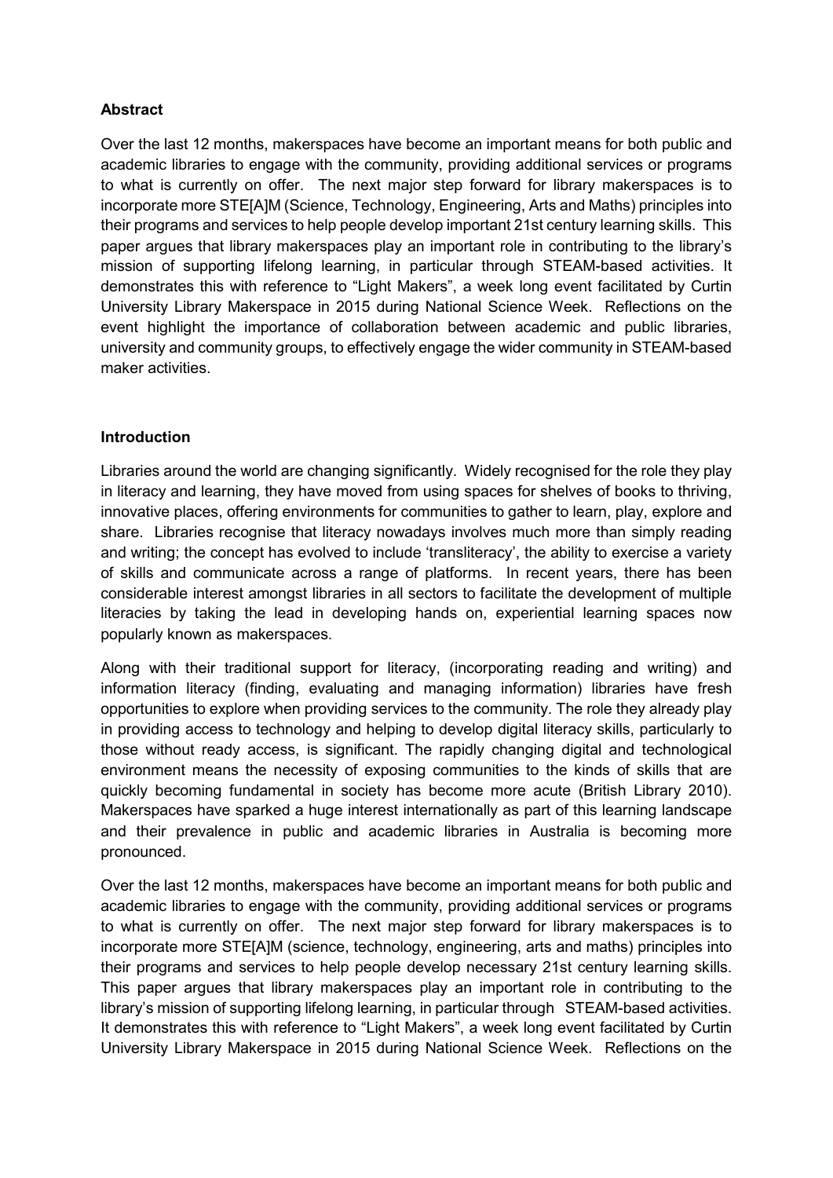**Abstract**

Over the last 12 months, makerspaces have become an important means for both public and academic libraries to engage with the community, providing additional services or programs to what is currently on offer. The next major step forward for library makerspaces is to incorporate more STE[A]M (Science, Technology, Engineering, Arts and Maths) principles into their programs and services to help people develop important 21st century learning skills. This paper argues that library makerspaces play an important role in contributing to the library's mission of supporting lifelong learning, in particular through STEAM-based activities. It demonstrates this with reference to "Light Makers", a week long event facilitated by Curtin University Library Makerspace in 2015 during National Science Week. Reflections on the event highlight the importance of collaboration between academic and public libraries, university and community groups, to effectively engage the wider community in STEAM-based maker activities.

**Introduction**

Libraries around the world are changing significantly. Widely recognised for the role they play in literacy and learning, they have moved from using spaces for shelves of books to thriving, innovative places, offering environments for communities to gather to learn, play, explore and share. Libraries recognise that literacy nowadays involves much more than simply reading and writing; the concept has evolved to include 'transliteracy', the ability to exercise a variety of skills and communicate across a range of platforms. In recent years, there has been considerable interest amongst libraries in all sectors to facilitate the development of multiple literacies by taking the lead in developing hands on, experiential learning spaces now popularly known as makerspaces.

Along with their traditional support for literacy, (incorporating reading and writing) and information literacy (finding, evaluating and managing information) libraries have fresh opportunities to explore when providing services to the community. The role they already play in providing access to technology and helping to develop digital literacy skills, particularly to those without ready access, is significant. The rapidly changing digital and technological environment means the necessity of exposing communities to the kinds of skills that are quickly becoming fundamental in society has become more acute (British Library 2010). Makerspaces have sparked a huge interest internationally as part of this learning landscape and their prevalence in public and academic libraries in Australia is becoming more pronounced.

Over the last 12 months, makerspaces have become an important means for both public and academic libraries to engage with the community, providing additional services or programs to what is currently on offer. The next major step forward for library makerspaces is to incorporate more STE[A]M (science, technology, engineering, arts and maths) principles into their programs and services to help people develop necessary 21st century learning skills. This paper argues that library makerspaces play an important role in contributing to the library's mission of supporting lifelong learning, in particular through STEAM-based activities. It demonstrates this with reference to "Light Makers", a week long event facilitated by Curtin University Library Makerspace in 2015 during National Science Week. Reflections on the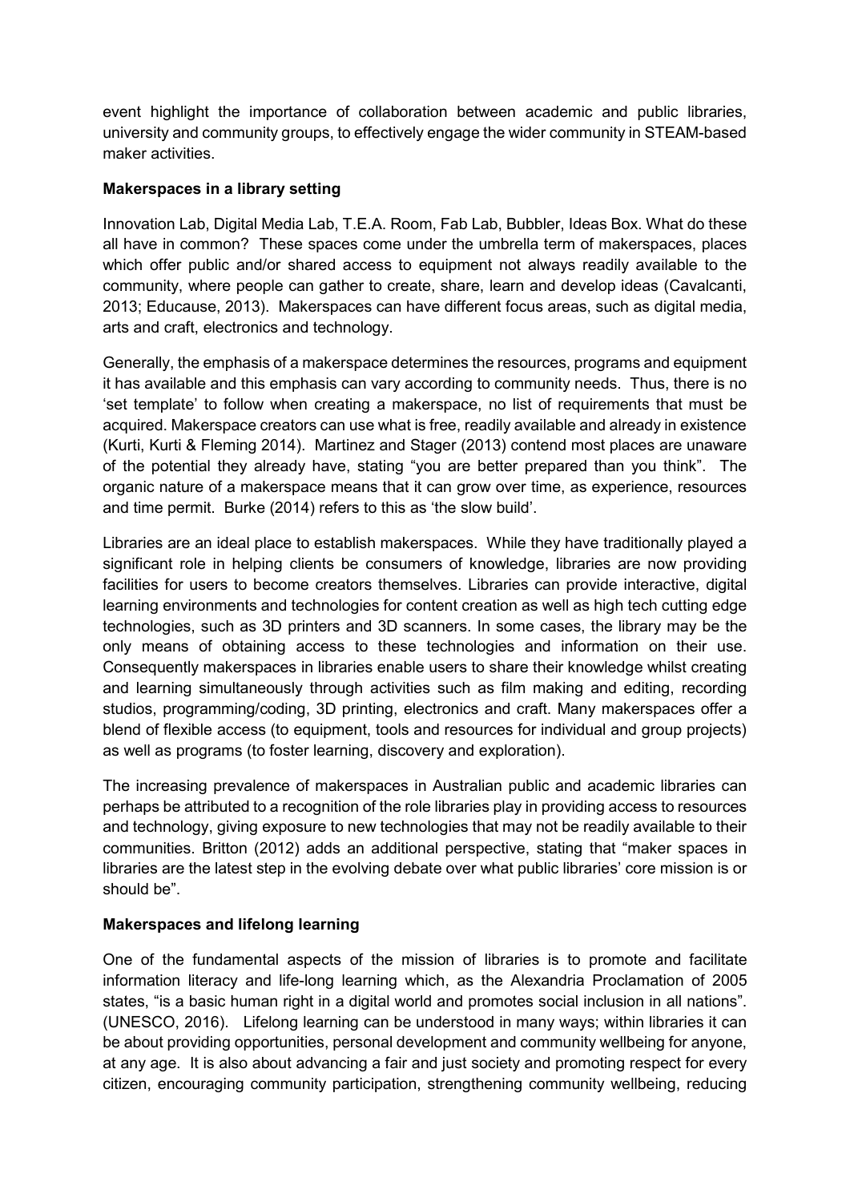event highlight the importance of collaboration between academic and public libraries, university and community groups, to effectively engage the wider community in STEAM-based maker activities.

**Makerspaces in a library setting**

Innovation Lab, Digital Media Lab, T.E.A. Room, Fab Lab, Bubbler, Ideas Box. What do these all have in common? These spaces come under the umbrella term of makerspaces, places which offer public and/or shared access to equipment not always readily available to the community, where people can gather to create, share, learn and develop ideas (Cavalcanti, 2013; Educause, 2013). Makerspaces can have different focus areas, such as digital media, arts and craft, electronics and technology.

Generally, the emphasis of a makerspace determines the resources, programs and equipment it has available and this emphasis can vary according to community needs. Thus, there is no 'set template' to follow when creating a makerspace, no list of requirements that must be acquired. Makerspace creators can use what is free, readily available and already in existence (Kurti, Kurti & Fleming 2014). Martinez and Stager (2013) contend most places are unaware of the potential they already have, stating "you are better prepared than you think". The organic nature of a makerspace means that it can grow over time, as experience, resources and time permit. Burke (2014) refers to this as 'the slow build'.

Libraries are an ideal place to establish makerspaces. While they have traditionally played a significant role in helping clients be consumers of knowledge, libraries are now providing facilities for users to become creators themselves. Libraries can provide interactive, digital learning environments and technologies for content creation as well as high tech cutting edge technologies, such as 3D printers and 3D scanners. In some cases, the library may be the only means of obtaining access to these technologies and information on their use. Consequently makerspaces in libraries enable users to share their knowledge whilst creating and learning simultaneously through activities such as film making and editing, recording studios, programming/coding, 3D printing, electronics and craft. Many makerspaces offer a blend of flexible access (to equipment, tools and resources for individual and group projects) as well as programs (to foster learning, discovery and exploration).

The increasing prevalence of makerspaces in Australian public and academic libraries can perhaps be attributed to a recognition of the role libraries play in providing access to resources and technology, giving exposure to new technologies that may not be readily available to their communities. Britton (2012) adds an additional perspective, stating that "maker spaces in libraries are the latest step in the evolving debate over what public libraries' core mission is or should be".

**Makerspaces and lifelong learning**

One of the fundamental aspects of the mission of libraries is to promote and facilitate information literacy and life-long learning which, as the Alexandria Proclamation of 2005 states, "is a basic human right in a digital world and promotes social inclusion in all nations". (UNESCO, 2016). Lifelong learning can be understood in many ways; within libraries it can be about providing opportunities, personal development and community wellbeing for anyone, at any age. It is also about advancing a fair and just society and promoting respect for every citizen, encouraging community participation, strengthening community wellbeing, reducing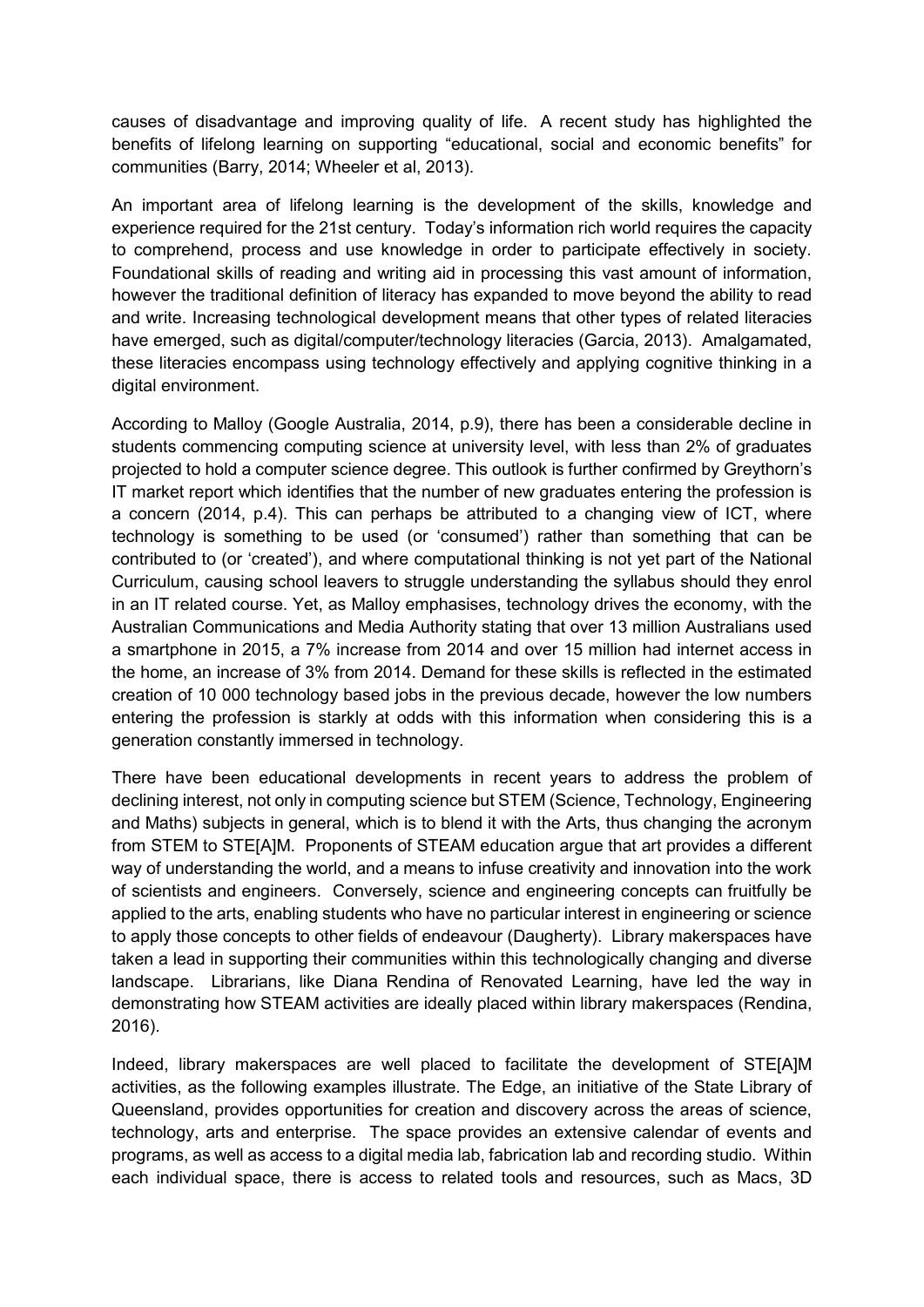causes of disadvantage and improving quality of life. A recent study has highlighted the benefits of lifelong learning on supporting "educational, social and economic benefits" for communities (Barry, 2014; Wheeler et al, 2013).

An important area of lifelong learning is the development of the skills, knowledge and experience required for the 21st century. Today's information rich world requires the capacity to comprehend, process and use knowledge in order to participate effectively in society. Foundational skills of reading and writing aid in processing this vast amount of information, however the traditional definition of literacy has expanded to move beyond the ability to read and write. Increasing technological development means that other types of related literacies have emerged, such as digital/computer/technology literacies (Garcia, 2013). Amalgamated, these literacies encompass using technology effectively and applying cognitive thinking in a digital environment.

According to Malloy (Google Australia, 2014, p.9), there has been a considerable decline in students commencing computing science at university level, with less than 2% of graduates projected to hold a computer science degree. This outlook is further confirmed by Greythorn's IT market report which identifies that the number of new graduates entering the profession is a concern (2014, p.4). This can perhaps be attributed to a changing view of ICT, where technology is something to be used (or 'consumed') rather than something that can be contributed to (or 'created'), and where computational thinking is not yet part of the National Curriculum, causing school leavers to struggle understanding the syllabus should they enrol in an IT related course. Yet, as Malloy emphasises, technology drives the economy, with the Australian Communications and Media Authority stating that over 13 million Australians used a smartphone in 2015, a 7% increase from 2014 and over 15 million had internet access in the home, an increase of 3% from 2014. Demand for these skills is reflected in the estimated creation of 10 000 technology based jobs in the previous decade, however the low numbers entering the profession is starkly at odds with this information when considering this is a generation constantly immersed in technology.

There have been educational developments in recent years to address the problem of declining interest, not only in computing science but STEM (Science, Technology, Engineering and Maths) subjects in general, which is to blend it with the Arts, thus changing the acronym from STEM to STE[A]M. Proponents of STEAM education argue that art provides a different way of understanding the world, and a means to infuse creativity and innovation into the work of scientists and engineers. Conversely, science and engineering concepts can fruitfully be applied to the arts, enabling students who have no particular interest in engineering or science to apply those concepts to other fields of endeavour (Daugherty). Library makerspaces have taken a lead in supporting their communities within this technologically changing and diverse landscape. Librarians, like Diana Rendina of Renovated Learning, have led the way in demonstrating how STEAM activities are ideally placed within library makerspaces (Rendina, 2016).

Indeed, library makerspaces are well placed to facilitate the development of STE[A]M activities, as the following examples illustrate. The Edge, an initiative of the State Library of Queensland, provides opportunities for creation and discovery across the areas of science, technology, arts and enterprise. The space provides an extensive calendar of events and programs, as well as access to a digital media lab, fabrication lab and recording studio. Within each individual space, there is access to related tools and resources, such as Macs, 3D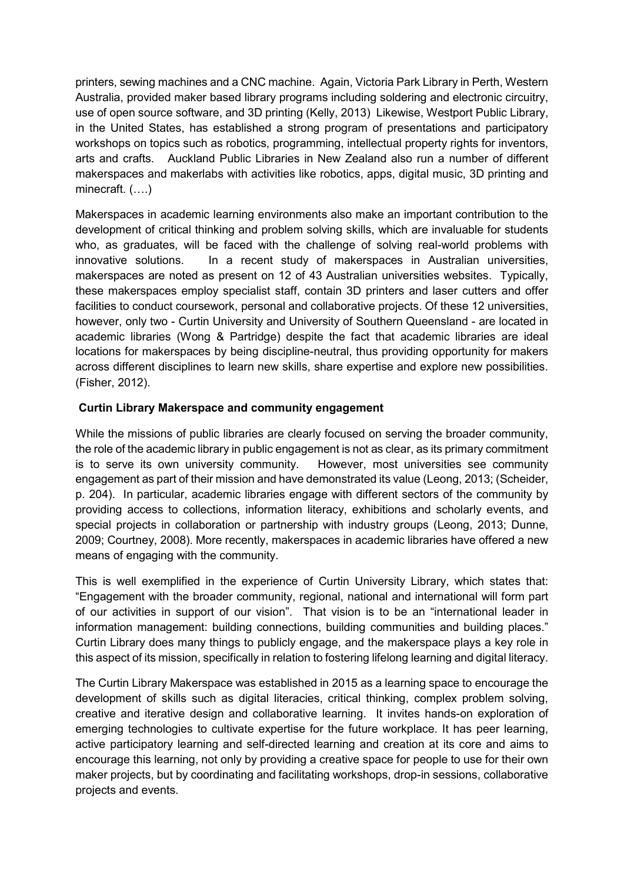printers, sewing machines and a CNC machine. Again, Victoria Park Library in Perth, Western Australia, provided maker based library programs including soldering and electronic circuitry, use of open source software, and 3D printing (Kelly, 2013) Likewise, Westport Public Library, in the United States, has established a strong program of presentations and participatory workshops on topics such as robotics, programming, intellectual property rights for inventors, arts and crafts. Auckland Public Libraries in New Zealand also run a number of different makerspaces and makerlabs with activities like robotics, apps, digital music, 3D printing and minecraft. (….)

Makerspaces in academic learning environments also make an important contribution to the development of critical thinking and problem solving skills, which are invaluable for students who, as graduates, will be faced with the challenge of solving real-world problems with innovative solutions. In a recent study of makerspaces in Australian universities, makerspaces are noted as present on 12 of 43 Australian universities websites. Typically, these makerspaces employ specialist staff, contain 3D printers and laser cutters and offer facilities to conduct coursework, personal and collaborative projects. Of these 12 universities, however, only two - Curtin University and University of Southern Queensland - are located in academic libraries (Wong & Partridge) despite the fact that academic libraries are ideal locations for makerspaces by being discipline-neutral, thus providing opportunity for makers across different disciplines to learn new skills, share expertise and explore new possibilities. (Fisher, 2012).

## Curtin Library Makerspace and community engagement

While the missions of public libraries are clearly focused on serving the broader community, the role of the academic library in public engagement is not as clear, as its primary commitment is to serve its own university community. However, most universities see community engagement as part of their mission and have demonstrated its value (Leong, 2013; (Scheider, p. 204). In particular, academic libraries engage with different sectors of the community by providing access to collections, information literacy, exhibitions and scholarly events, and special projects in collaboration or partnership with industry groups (Leong, 2013; Dunne, 2009; Courtney, 2008). More recently, makerspaces in academic libraries have offered a new means of engaging with the community.

This is well exemplified in the experience of Curtin University Library, which states that: "Engagement with the broader community, regional, national and international will form part of our activities in support of our vision". That vision is to be an "international leader in information management: building connections, building communities and building places." Curtin Library does many things to publicly engage, and the makerspace plays a key role in this aspect of its mission, specifically in relation to fostering lifelong learning and digital literacy.

The Curtin Library Makerspace was established in 2015 as a learning space to encourage the development of skills such as digital literacies, critical thinking, complex problem solving, creative and iterative design and collaborative learning. It invites hands-on exploration of emerging technologies to cultivate expertise for the future workplace. It has peer learning, active participatory learning and self-directed learning and creation at its core and aims to encourage this learning, not only by providing a creative space for people to use for their own maker projects, but by coordinating and facilitating workshops, drop-in sessions, collaborative projects and events.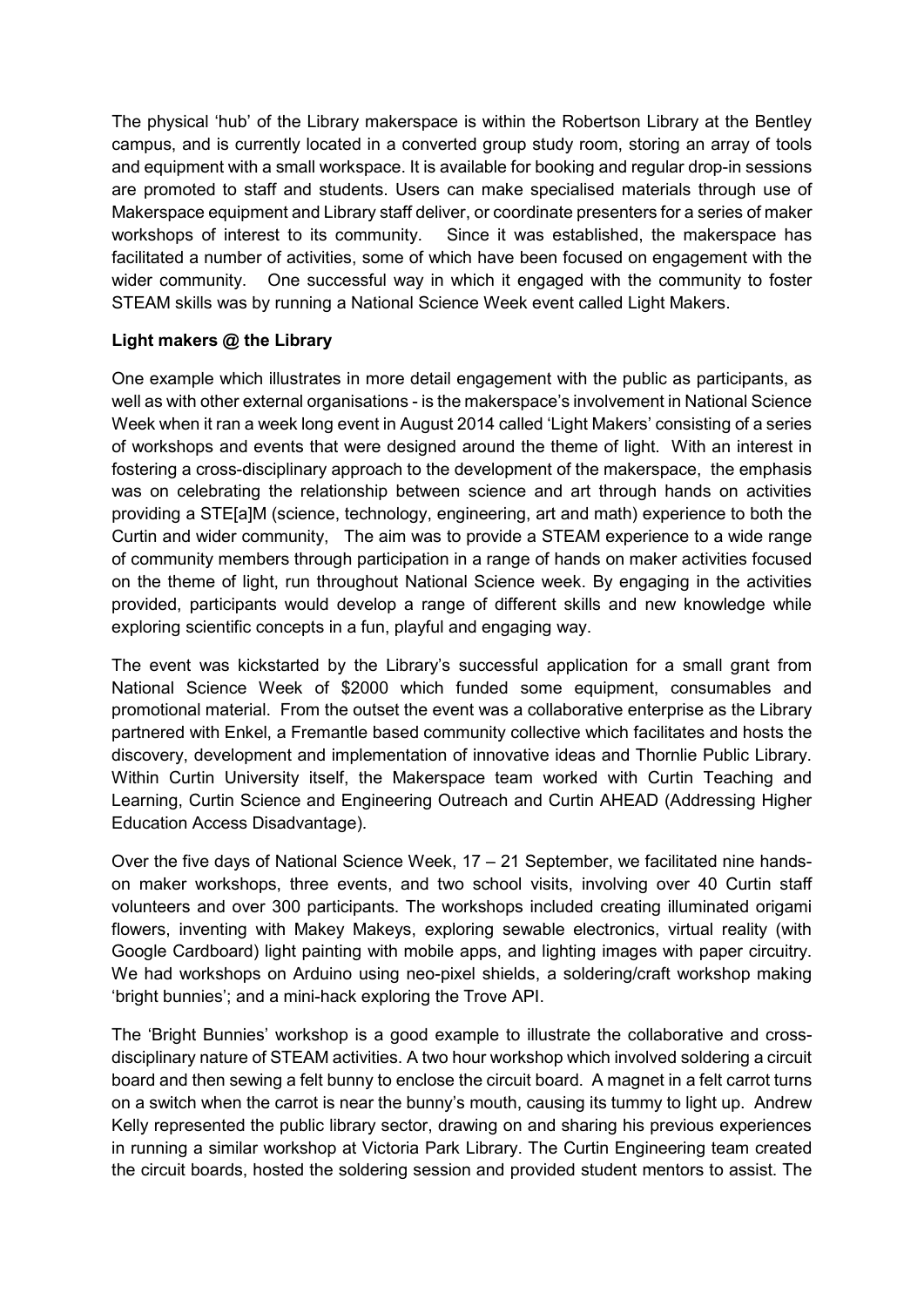The physical 'hub' of the Library makerspace is within the Robertson Library at the Bentley campus, and is currently located in a converted group study room, storing an array of tools and equipment with a small workspace. It is available for booking and regular drop-in sessions are promoted to staff and students. Users can make specialised materials through use of Makerspace equipment and Library staff deliver, or coordinate presenters for a series of maker workshops of interest to its community. Since it was established, the makerspace has facilitated a number of activities, some of which have been focused on engagement with the wider community. One successful way in which it engaged with the community to foster STEAM skills was by running a National Science Week event called Light Makers.

**Light makers @ the Library**

One example which illustrates in more detail engagement with the public as participants, as well as with other external organisations - is the makerspace's involvement in National Science Week when it ran a week long event in August 2014 called 'Light Makers' consisting of a series of workshops and events that were designed around the theme of light. With an interest in fostering a cross-disciplinary approach to the development of the makerspace, the emphasis was on celebrating the relationship between science and art through hands on activities providing a STE[a]M (science, technology, engineering, art and math) experience to both the Curtin and wider community, The aim was to provide a STEAM experience to a wide range of community members through participation in a range of hands on maker activities focused on the theme of light, run throughout National Science week. By engaging in the activities provided, participants would develop a range of different skills and new knowledge while exploring scientific concepts in a fun, playful and engaging way.

The event was kickstarted by the Library's successful application for a small grant from National Science Week of $2000 which funded some equipment, consumables and promotional material. From the outset the event was a collaborative enterprise as the Library partnered with Enkel, a Fremantle based community collective which facilitates and hosts the discovery, development and implementation of innovative ideas and Thornlie Public Library. Within Curtin University itself, the Makerspace team worked with Curtin Teaching and Learning, Curtin Science and Engineering Outreach and Curtin AHEAD (Addressing Higher Education Access Disadvantage).

Over the five days of National Science Week, 17 – 21 September, we facilitated nine hands-on maker workshops, three events, and two school visits, involving over 40 Curtin staff volunteers and over 300 participants. The workshops included creating illuminated origami flowers, inventing with Makey Makeys, exploring sewable electronics, virtual reality (with Google Cardboard) light painting with mobile apps, and lighting images with paper circuitry. We had workshops on Arduino using neo-pixel shields, a soldering/craft workshop making 'bright bunnies'; and a mini-hack exploring the Trove API.

The 'Bright Bunnies' workshop is a good example to illustrate the collaborative and cross-disciplinary nature of STEAM activities. A two hour workshop which involved soldering a circuit board and then sewing a felt bunny to enclose the circuit board. A magnet in a felt carrot turns on a switch when the carrot is near the bunny's mouth, causing its tummy to light up. Andrew Kelly represented the public library sector, drawing on and sharing his previous experiences in running a similar workshop at Victoria Park Library. The Curtin Engineering team created the circuit boards, hosted the soldering session and provided student mentors to assist. The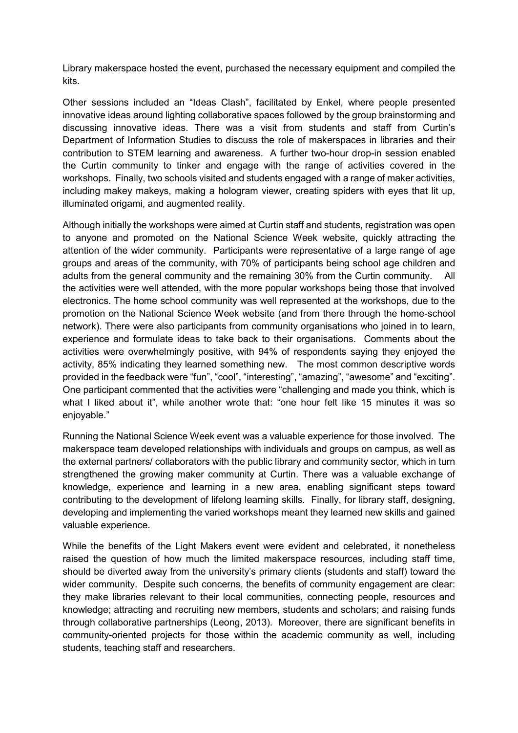Library makerspace hosted the event, purchased the necessary equipment and compiled the kits.

Other sessions included an "Ideas Clash", facilitated by Enkel, where people presented innovative ideas around lighting collaborative spaces followed by the group brainstorming and discussing innovative ideas. There was a visit from students and staff from Curtin's Department of Information Studies to discuss the role of makerspaces in libraries and their contribution to STEM learning and awareness. A further two-hour drop-in session enabled the Curtin community to tinker and engage with the range of activities covered in the workshops. Finally, two schools visited and students engaged with a range of maker activities, including makey makeys, making a hologram viewer, creating spiders with eyes that lit up, illuminated origami, and augmented reality.

Although initially the workshops were aimed at Curtin staff and students, registration was open to anyone and promoted on the National Science Week website, quickly attracting the attention of the wider community. Participants were representative of a large range of age groups and areas of the community, with 70% of participants being school age children and adults from the general community and the remaining 30% from the Curtin community. All the activities were well attended, with the more popular workshops being those that involved electronics. The home school community was well represented at the workshops, due to the promotion on the National Science Week website (and from there through the home-school network). There were also participants from community organisations who joined in to learn, experience and formulate ideas to take back to their organisations. Comments about the activities were overwhelmingly positive, with 94% of respondents saying they enjoyed the activity, 85% indicating they learned something new. The most common descriptive words provided in the feedback were "fun", "cool", "interesting", "amazing", "awesome" and "exciting". One participant commented that the activities were "challenging and made you think, which is what I liked about it", while another wrote that: "one hour felt like 15 minutes it was so enjoyable."

Running the National Science Week event was a valuable experience for those involved. The makerspace team developed relationships with individuals and groups on campus, as well as the external partners/ collaborators with the public library and community sector, which in turn strengthened the growing maker community at Curtin. There was a valuable exchange of knowledge, experience and learning in a new area, enabling significant steps toward contributing to the development of lifelong learning skills. Finally, for library staff, designing, developing and implementing the varied workshops meant they learned new skills and gained valuable experience.

While the benefits of the Light Makers event were evident and celebrated, it nonetheless raised the question of how much the limited makerspace resources, including staff time, should be diverted away from the university's primary clients (students and staff) toward the wider community. Despite such concerns, the benefits of community engagement are clear: they make libraries relevant to their local communities, connecting people, resources and knowledge; attracting and recruiting new members, students and scholars; and raising funds through collaborative partnerships (Leong, 2013). Moreover, there are significant benefits in community-oriented projects for those within the academic community as well, including students, teaching staff and researchers.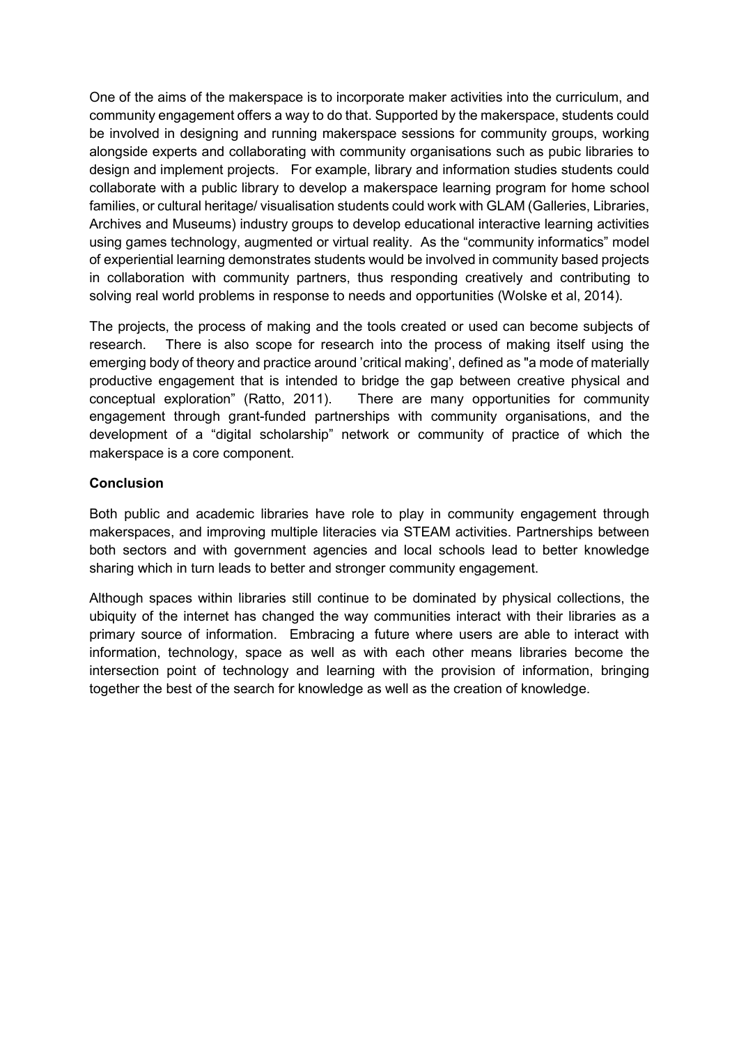One of the aims of the makerspace is to incorporate maker activities into the curriculum, and community engagement offers a way to do that. Supported by the makerspace, students could be involved in designing and running makerspace sessions for community groups, working alongside experts and collaborating with community organisations such as pubic libraries to design and implement projects. For example, library and information studies students could collaborate with a public library to develop a makerspace learning program for home school families, or cultural heritage/ visualisation students could work with GLAM (Galleries, Libraries, Archives and Museums) industry groups to develop educational interactive learning activities using games technology, augmented or virtual reality. As the "community informatics" model of experiential learning demonstrates students would be involved in community based projects in collaboration with community partners, thus responding creatively and contributing to solving real world problems in response to needs and opportunities (Wolske et al, 2014).

The projects, the process of making and the tools created or used can become subjects of research. There is also scope for research into the process of making itself using the emerging body of theory and practice around 'critical making', defined as "a mode of materially productive engagement that is intended to bridge the gap between creative physical and conceptual exploration" (Ratto, 2011). There are many opportunities for community engagement through grant-funded partnerships with community organisations, and the development of a "digital scholarship" network or community of practice of which the makerspace is a core component.

**Conclusion**

Both public and academic libraries have role to play in community engagement through makerspaces, and improving multiple literacies via STEAM activities. Partnerships between both sectors and with government agencies and local schools lead to better knowledge sharing which in turn leads to better and stronger community engagement.

Although spaces within libraries still continue to be dominated by physical collections, the ubiquity of the internet has changed the way communities interact with their libraries as a primary source of information. Embracing a future where users are able to interact with information, technology, space as well as with each other means libraries become the intersection point of technology and learning with the provision of information, bringing together the best of the search for knowledge as well as the creation of knowledge.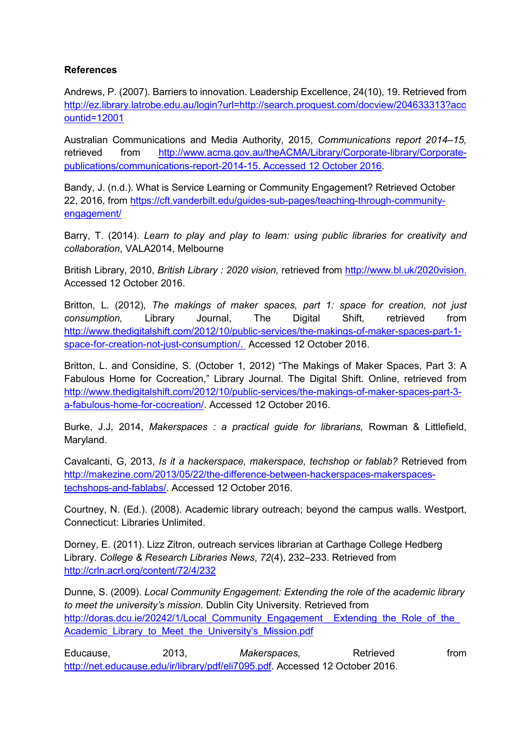**References**

Andrews, P. (2007). Barriers to innovation. Leadership Excellence, 24(10), 19. Retrieved from http://ez.library.latrobe.edu.au/login?url=http://search.proquest.com/docview/204633313?accountid=12001

Australian Communications and Media Authority, 2015, *Communications report 2014–15,* retrieved from http://www.acma.gov.au/theACMA/Library/Corporate-library/Corporate-publications/communications-report-2014-15. Accessed 12 October 2016.

Bandy, J. (n.d.). What is Service Learning or Community Engagement? Retrieved October 22, 2016, from https://cft.vanderbilt.edu/guides-sub-pages/teaching-through-community-engagement/

Barry, T. (2014). *Learn to play and play to learn: using public libraries for creativity and collaboration*, VALA2014, Melbourne

British Library, 2010, *British Library : 2020 vision,* retrieved from http://www.bl.uk/2020vision. Accessed 12 October 2016.

Britton, L. (2012), *The makings of maker spaces, part 1: space for creation, not just consumption,* Library Journal, The Digital Shift, retrieved from http://www.thedigitalshift.com/2012/10/public-services/the-makings-of-maker-spaces-part-1-space-for-creation-not-just-consumption/. Accessed 12 October 2016.

Britton, L. and Considine, S. (October 1, 2012) "The Makings of Maker Spaces, Part 3: A Fabulous Home for Cocreation," Library Journal. The Digital Shift. Online, retrieved from http://www.thedigitalshift.com/2012/10/public-services/the-makings-of-maker-spaces-part-3-a-fabulous-home-for-cocreation/. Accessed 12 October 2016.

Burke, J.J, 2014, *Makerspaces : a practical guide for librarians,* Rowman & Littlefield, Maryland.

Cavalcanti, G, 2013, *Is it a hackerspace, makerspace, techshop or fablab?* Retrieved from http://makezine.com/2013/05/22/the-difference-between-hackerspaces-makerspaces-techshops-and-fablabs/. Accessed 12 October 2016.

Courtney, N. (Ed.). (2008). Academic library outreach; beyond the campus walls. Westport, Connecticut: Libraries Unlimited.

Dorney, E. (2011). Lizz Zitron, outreach services librarian at Carthage College Hedberg Library. *College & Research Libraries News*, *72*(4), 232–233. Retrieved from http://crln.acrl.org/content/72/4/232

Dunne, S. (2009). *Local Community Engagement: Extending the role of the academic library to meet the university's mission.* Dublin City University. Retrieved from http://doras.dcu.ie/20242/1/Local_Community_Engagement__Extending_the_Role_of_the_Academic_Library_to_Meet_the_University's_Mission.pdf

Educause, 2013, *Makerspaces,* Retrieved from http://net.educause.edu/ir/library/pdf/eli7095.pdf. Accessed 12 October 2016.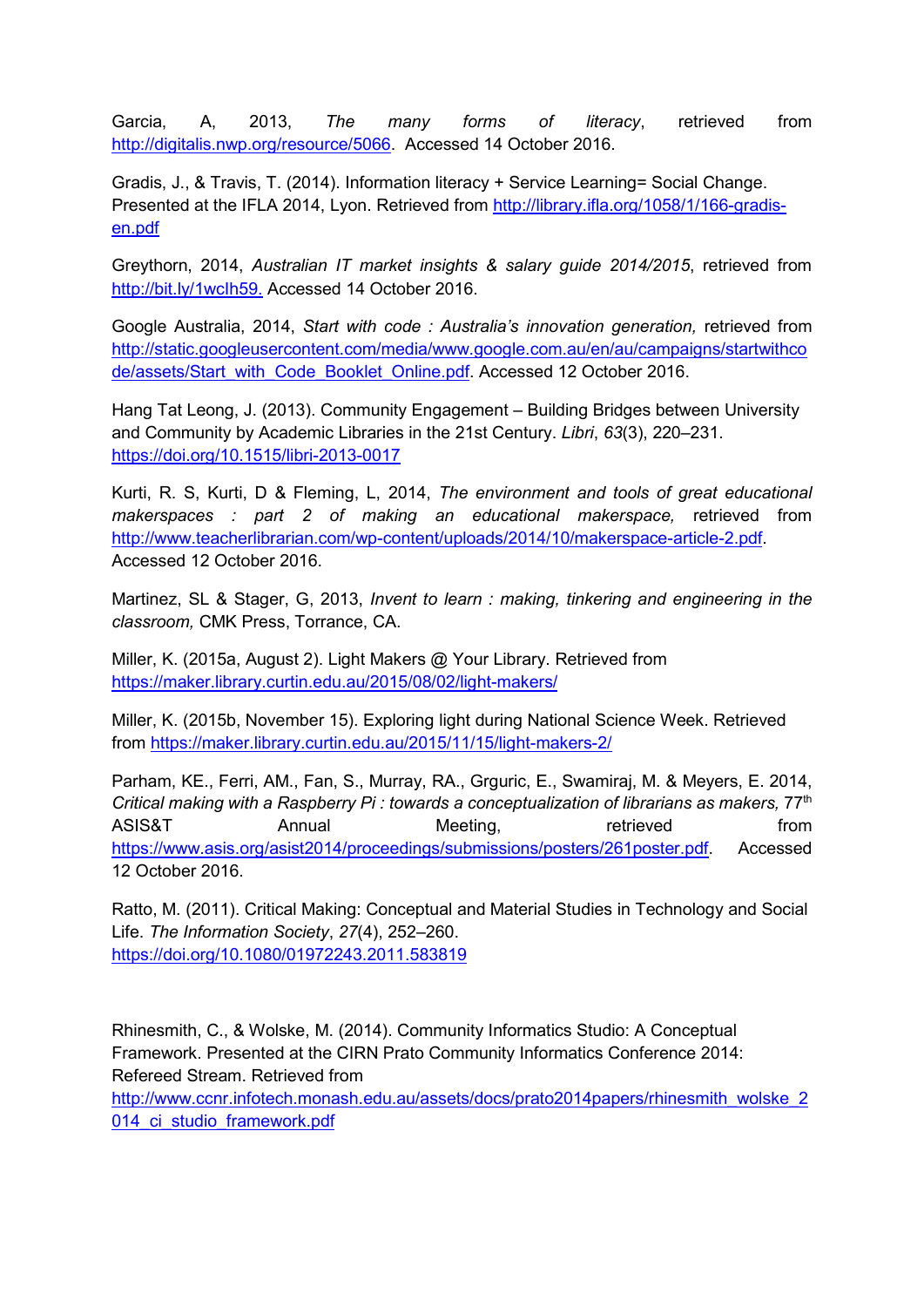Garcia, A, 2013, *The many forms of literacy*, retrieved from http://digitalis.nwp.org/resource/5066. Accessed 14 October 2016.

Gradis, J., & Travis, T. (2014). Information literacy + Service Learning= Social Change. Presented at the IFLA 2014, Lyon. Retrieved from http://library.ifla.org/1058/1/166-gradis-en.pdf

Greythorn, 2014, *Australian IT market insights & salary guide 2014/2015*, retrieved from http://bit.ly/1wcIh59. Accessed 14 October 2016.

Google Australia, 2014, *Start with code : Australia's innovation generation,* retrieved from http://static.googleusercontent.com/media/www.google.com.au/en/au/campaigns/startwithcode/assets/Start_with_Code_Booklet_Online.pdf. Accessed 12 October 2016.

Hang Tat Leong, J. (2013). Community Engagement – Building Bridges between University and Community by Academic Libraries in the 21st Century. *Libri*, *63*(3), 220–231. https://doi.org/10.1515/libri-2013-0017

Kurti, R. S, Kurti, D & Fleming, L, 2014, *The environment and tools of great educational makerspaces : part 2 of making an educational makerspace,* retrieved from http://www.teacherlibrarian.com/wp-content/uploads/2014/10/makerspace-article-2.pdf. Accessed 12 October 2016.

Martinez, SL & Stager, G, 2013, *Invent to learn : making, tinkering and engineering in the classroom,* CMK Press, Torrance, CA.

Miller, K. (2015a, August 2). Light Makers @ Your Library. Retrieved from https://maker.library.curtin.edu.au/2015/08/02/light-makers/

Miller, K. (2015b, November 15). Exploring light during National Science Week. Retrieved from https://maker.library.curtin.edu.au/2015/11/15/light-makers-2/

Parham, KE., Ferri, AM., Fan, S., Murray, RA., Grguric, E., Swamiraj, M. & Meyers, E. 2014, *Critical making with a Raspberry Pi : towards a conceptualization of librarians as makers,* 77th ASIS&T Annual Meeting, retrieved from https://www.asis.org/asist2014/proceedings/submissions/posters/261poster.pdf. Accessed 12 October 2016.

Ratto, M. (2011). Critical Making: Conceptual and Material Studies in Technology and Social Life. *The Information Society*, *27*(4), 252–260. https://doi.org/10.1080/01972243.2011.583819

Rhinesmith, C., & Wolske, M. (2014). Community Informatics Studio: A Conceptual Framework. Presented at the CIRN Prato Community Informatics Conference 2014: Refereed Stream. Retrieved from http://www.ccnr.infotech.monash.edu.au/assets/docs/prato2014papers/rhinesmith_wolske_2014_ci_studio_framework.pdf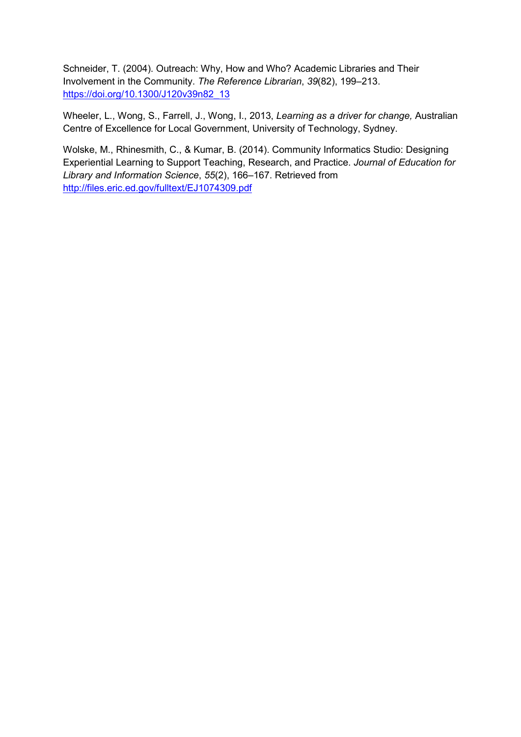Schneider, T. (2004). Outreach: Why, How and Who? Academic Libraries and Their Involvement in the Community. *The Reference Librarian*, *39*(82), 199–213. https://doi.org/10.1300/J120v39n82_13

Wheeler, L., Wong, S., Farrell, J., Wong, I., 2013, *Learning as a driver for change,* Australian Centre of Excellence for Local Government, University of Technology, Sydney.

Wolske, M., Rhinesmith, C., & Kumar, B. (2014). Community Informatics Studio: Designing Experiential Learning to Support Teaching, Research, and Practice. *Journal of Education for Library and Information Science*, *55*(2), 166–167. Retrieved from http://files.eric.ed.gov/fulltext/EJ1074309.pdf